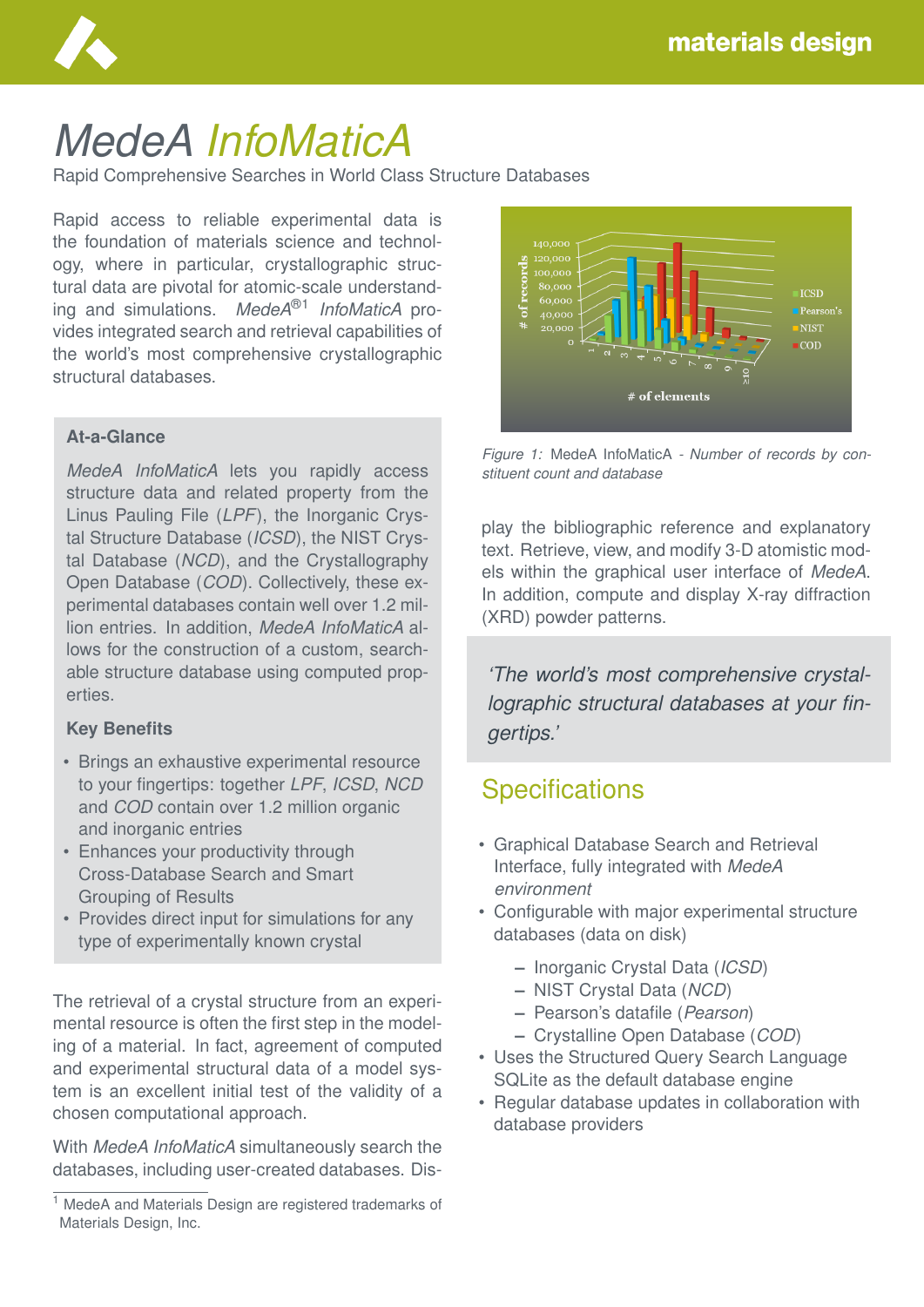# MedeA InfoMaticA

Rapid Comprehensive Searches in World Class Structure Databases

Rapid access to reliable experimental data is the foundation of materials science and technology, where in particular, crystallographic structural data are pivotal for atomic-scale understanding and simulations. *MedeA*[1] *InfoMaticA* provides integrated search and retrieval capabilities of the world's most comprehensive crystallographic structural databases.

### At-a-Glance

*MedeA InfoMaticA* lets you rapidly access structure data and related property from the Linus Pauling File (*LPF*), the Inorganic Crystal Structure Database (*ICSD*), the NIST Crystal Database (*NCD*), and the Crystallography Open Database (*COD*). Collectively, these experimental databases contain well over 1.2 million entries. In addition, *MedeA InfoMaticA* allows for the construction of a custom, searchable structure database using computed properties.

### Key Benefits

- Brings an exhaustive experimental resource to your fingertips: together *LPF*, *ICSD*, *NCD* and *COD* contain over 1.2 million organic and inorganic entries
- Enhances your productivity through Cross-Database Search and Smart Grouping of Results
- Provides direct input for simulations for any type of experimentally known crystal

The retrieval of a crystal structure from an experimental resource is often the first step in the modeling of a material. In fact, agreement of computed and experimental structural data of a model system is an excellent initial test of the validity of a chosen computational approach.

With *MedeA InfoMaticA* simultaneously search the databases, including user-created databases. Display the bibliographic reference and explanatory text. Retrieve, view, and modify 3-D atomistic models within the graphical user interface of *MedeA*. In addition, compute and display X-ray diffraction (XRD) powder patterns.

*Figure 1:* MedeA InfoMaticA - *Number of records by constituent count and database*

> *'The world's most comprehensive crystallographic structural databases at your fingertips.'*

## Specifications

- Graphical Database Search and Retrieval Interface, fully integrated with *MedeA environment*
- Configurable with major experimental structure databases (data on disk)
  - Inorganic Crystal Data (*ICSD*)
  - NIST Crystal Data (*NCD*)
  - Pearson's datafile (*Pearson*)
  - Crystalline Open Database (*COD*)
- Uses the Structured Query Search Language SQLite as the default database engine
- Regular database updates in collaboration with database providers

[1] MedeA and Materials Design are registered trademarks of Materials Design, Inc.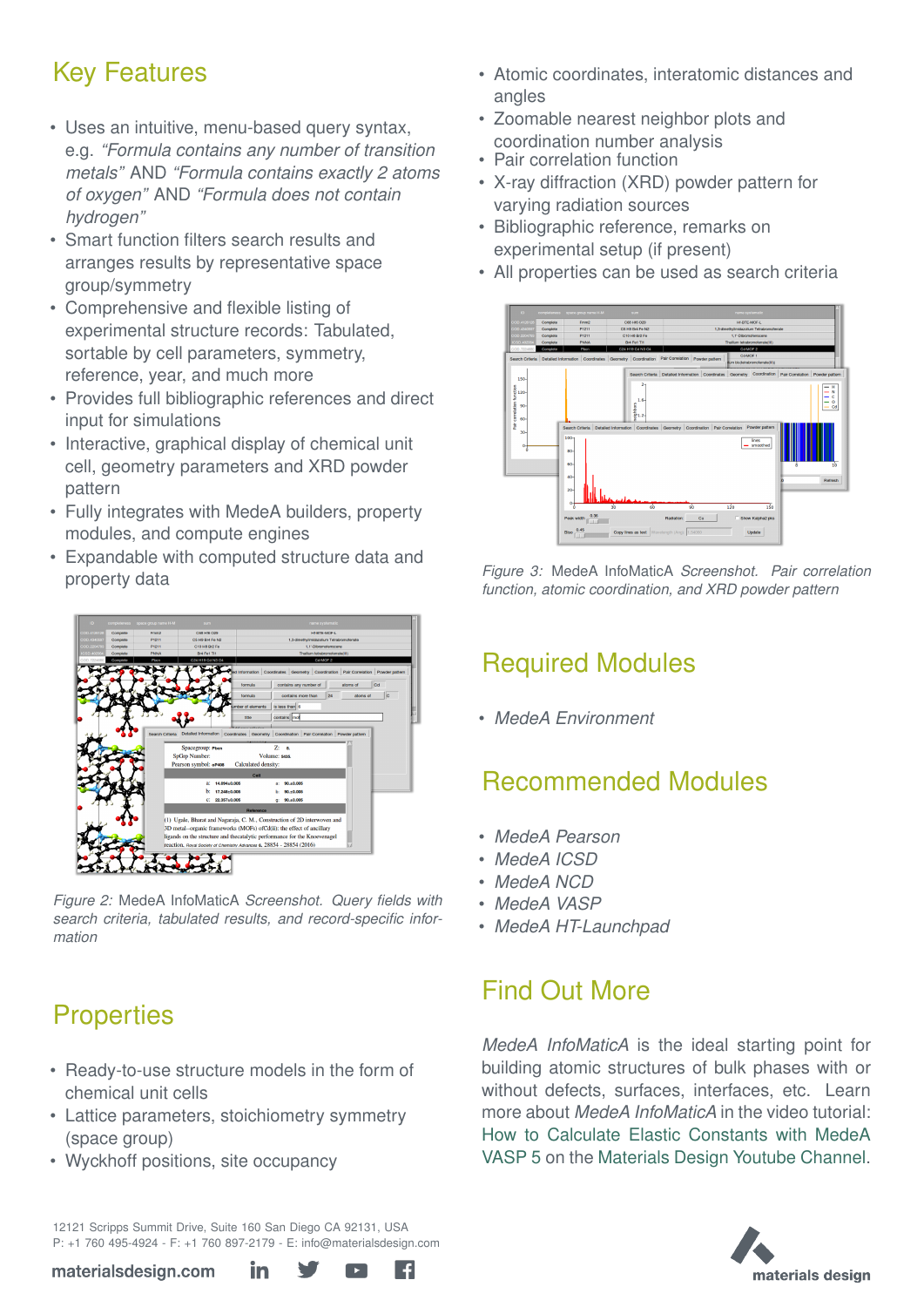## Key Features

- Uses an intuitive, menu-based query syntax, e.g. *"Formula contains any number of transition metals"* AND *"Formula contains exactly 2 atoms of oxygen"* AND *"Formula does not contain hydrogen"*
- Smart function filters search results and arranges results by representative space group/symmetry
- Comprehensive and flexible listing of experimental structure records: Tabulated, sortable by cell parameters, symmetry, reference, year, and much more
- Provides full bibliographic references and direct input for simulations
- Interactive, graphical display of chemical unit cell, geometry parameters and XRD powder pattern
- Fully integrates with MedeA builders, property modules, and compute engines
- Expandable with computed structure data and property data

*Figure 2:* MedeA InfoMaticA *Screenshot. Query fields with search criteria, tabulated results, and record-specific information*

## Properties

- Ready-to-use structure models in the form of chemical unit cells
- Lattice parameters, stoichiometry symmetry (space group)
- Wyckhoff positions, site occupancy
- Atomic coordinates, interatomic distances and angles
- Zoomable nearest neighbor plots and coordination number analysis
- Pair correlation function
- X-ray diffraction (XRD) powder pattern for varying radiation sources
- Bibliographic reference, remarks on experimental setup (if present)
- All properties can be used as search criteria

*Figure 3:* MedeA InfoMaticA *Screenshot. Pair correlation function, atomic coordination, and XRD powder pattern*

## Required Modules

- *MedeA Environment*

## Recommended Modules

- *MedeA Pearson*
- *MedeA ICSD*
- *MedeA NCD*
- *MedeA VASP*
- *MedeA HT-Launchpad*

## Find Out More

*MedeA InfoMaticA* is the ideal starting point for building atomic structures of bulk phases with or without defects, surfaces, interfaces, etc. Learn more about *MedeA InfoMaticA* in the video tutorial: How to Calculate Elastic Constants with MedeA VASP 5 on the Materials Design Youtube Channel.

12121 Scripps Summit Drive, Suite 160 San Diego CA 92131, USA
P: +1 760 495-4924 - F: +1 760 897-2179 - E: info@materialsdesign.com

materialsdesign.com

materials design